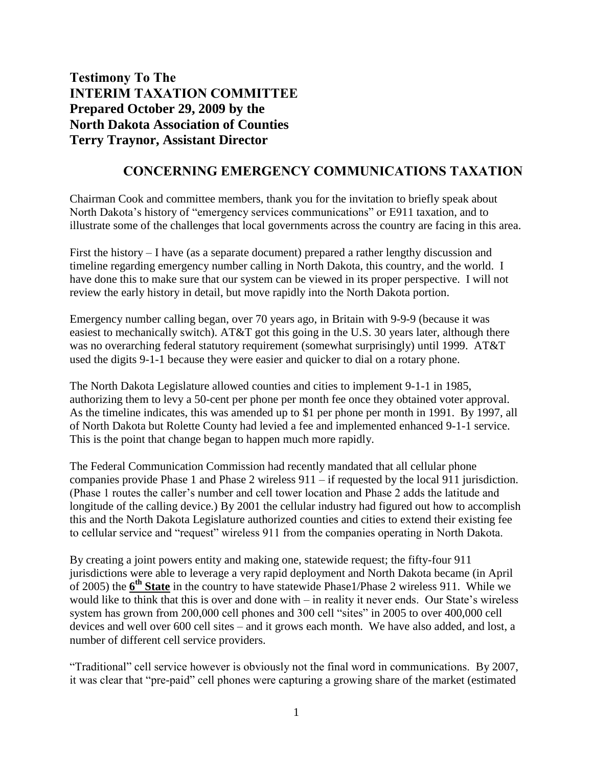# Testimony To The
# INTERIM TAXATION COMMITTEE
# Prepared October 29, 2009 by the
# North Dakota Association of Counties
# Terry Traynor, Assistant Director

## CONCERNING EMERGENCY COMMUNICATIONS TAXATION

Chairman Cook and committee members, thank you for the invitation to briefly speak about North Dakota's history of "emergency services communications" or E911 taxation, and to illustrate some of the challenges that local governments across the country are facing in this area.

First the history – I have (as a separate document) prepared a rather lengthy discussion and timeline regarding emergency number calling in North Dakota, this country, and the world. I have done this to make sure that our system can be viewed in its proper perspective. I will not review the early history in detail, but move rapidly into the North Dakota portion.

Emergency number calling began, over 70 years ago, in Britain with 9-9-9 (because it was easiest to mechanically switch). AT&T got this going in the U.S. 30 years later, although there was no overarching federal statutory requirement (somewhat surprisingly) until 1999. AT&T used the digits 9-1-1 because they were easier and quicker to dial on a rotary phone.

The North Dakota Legislature allowed counties and cities to implement 9-1-1 in 1985, authorizing them to levy a 50-cent per phone per month fee once they obtained voter approval. As the timeline indicates, this was amended up to $1 per phone per month in 1991. By 1997, all of North Dakota but Rolette County had levied a fee and implemented enhanced 9-1-1 service. This is the point that change began to happen much more rapidly.

The Federal Communication Commission had recently mandated that all cellular phone companies provide Phase 1 and Phase 2 wireless 911 – if requested by the local 911 jurisdiction. (Phase 1 routes the caller's number and cell tower location and Phase 2 adds the latitude and longitude of the calling device.) By 2001 the cellular industry had figured out how to accomplish this and the North Dakota Legislature authorized counties and cities to extend their existing fee to cellular service and "request" wireless 911 from the companies operating in North Dakota.

By creating a joint powers entity and making one, statewide request; the fifty-four 911 jurisdictions were able to leverage a very rapid deployment and North Dakota became (in April of 2005) the **<u>6th State</u>** in the country to have statewide Phase1/Phase 2 wireless 911. While we would like to think that this is over and done with – in reality it never ends. Our State's wireless system has grown from 200,000 cell phones and 300 cell "sites" in 2005 to over 400,000 cell devices and well over 600 cell sites – and it grows each month. We have also added, and lost, a number of different cell service providers.

"Traditional" cell service however is obviously not the final word in communications. By 2007, it was clear that "pre-paid" cell phones were capturing a growing share of the market (estimated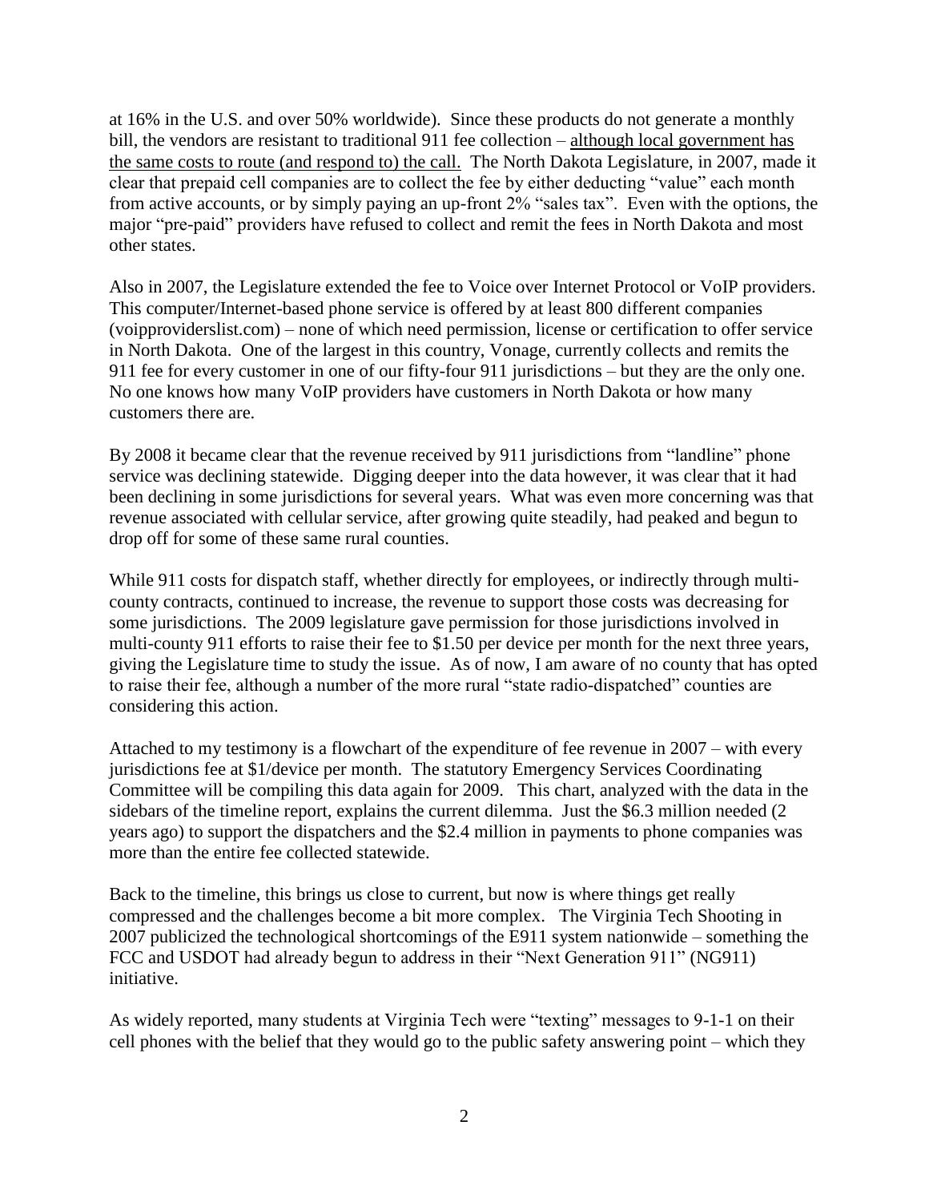at 16% in the U.S. and over 50% worldwide). Since these products do not generate a monthly bill, the vendors are resistant to traditional 911 fee collection – <u>although local government has the same costs to route (and respond to) the call.</u> The North Dakota Legislature, in 2007, made it clear that prepaid cell companies are to collect the fee by either deducting "value" each month from active accounts, or by simply paying an up-front 2% "sales tax". Even with the options, the major "pre-paid" providers have refused to collect and remit the fees in North Dakota and most other states.

Also in 2007, the Legislature extended the fee to Voice over Internet Protocol or VoIP providers. This computer/Internet-based phone service is offered by at least 800 different companies (voipproviderslist.com) – none of which need permission, license or certification to offer service in North Dakota. One of the largest in this country, Vonage, currently collects and remits the 911 fee for every customer in one of our fifty-four 911 jurisdictions – but they are the only one. No one knows how many VoIP providers have customers in North Dakota or how many customers there are.

By 2008 it became clear that the revenue received by 911 jurisdictions from "landline" phone service was declining statewide. Digging deeper into the data however, it was clear that it had been declining in some jurisdictions for several years. What was even more concerning was that revenue associated with cellular service, after growing quite steadily, had peaked and begun to drop off for some of these same rural counties.

While 911 costs for dispatch staff, whether directly for employees, or indirectly through multi-county contracts, continued to increase, the revenue to support those costs was decreasing for some jurisdictions. The 2009 legislature gave permission for those jurisdictions involved in multi-county 911 efforts to raise their fee to $1.50 per device per month for the next three years, giving the Legislature time to study the issue. As of now, I am aware of no county that has opted to raise their fee, although a number of the more rural "state radio-dispatched" counties are considering this action.

Attached to my testimony is a flowchart of the expenditure of fee revenue in 2007 – with every jurisdictions fee at $1/device per month. The statutory Emergency Services Coordinating Committee will be compiling this data again for 2009. This chart, analyzed with the data in the sidebars of the timeline report, explains the current dilemma. Just the $6.3 million needed (2 years ago) to support the dispatchers and the $2.4 million in payments to phone companies was more than the entire fee collected statewide.

Back to the timeline, this brings us close to current, but now is where things get really compressed and the challenges become a bit more complex. The Virginia Tech Shooting in 2007 publicized the technological shortcomings of the E911 system nationwide – something the FCC and USDOT had already begun to address in their "Next Generation 911" (NG911) initiative.

As widely reported, many students at Virginia Tech were "texting" messages to 9-1-1 on their cell phones with the belief that they would go to the public safety answering point – which they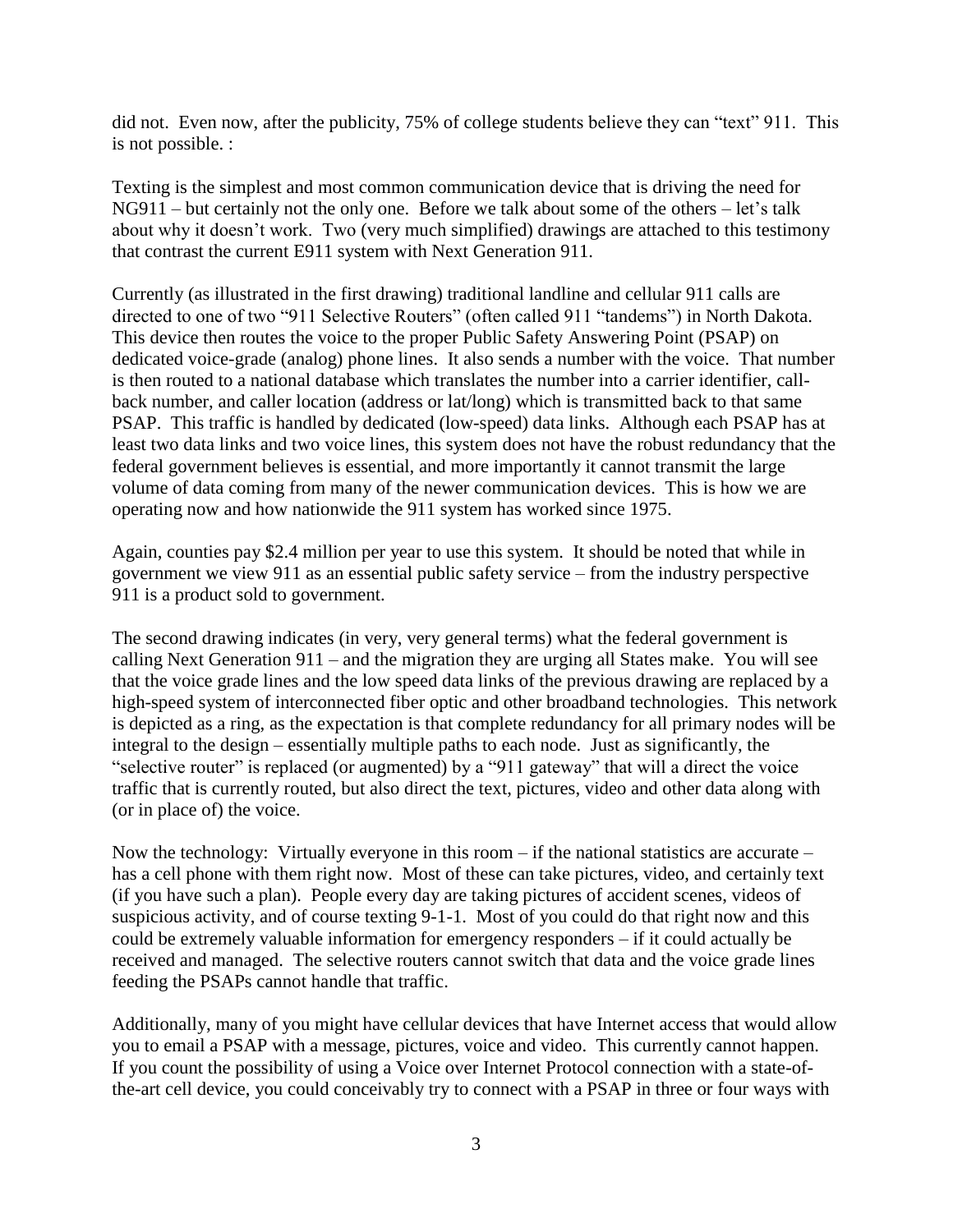did not. Even now, after the publicity, 75% of college students believe they can "text" 911. This is not possible. :

Texting is the simplest and most common communication device that is driving the need for NG911 – but certainly not the only one. Before we talk about some of the others – let's talk about why it doesn't work. Two (very much simplified) drawings are attached to this testimony that contrast the current E911 system with Next Generation 911.

Currently (as illustrated in the first drawing) traditional landline and cellular 911 calls are directed to one of two "911 Selective Routers" (often called 911 "tandems") in North Dakota. This device then routes the voice to the proper Public Safety Answering Point (PSAP) on dedicated voice-grade (analog) phone lines. It also sends a number with the voice. That number is then routed to a national database which translates the number into a carrier identifier, call-back number, and caller location (address or lat/long) which is transmitted back to that same PSAP. This traffic is handled by dedicated (low-speed) data links. Although each PSAP has at least two data links and two voice lines, this system does not have the robust redundancy that the federal government believes is essential, and more importantly it cannot transmit the large volume of data coming from many of the newer communication devices. This is how we are operating now and how nationwide the 911 system has worked since 1975.

Again, counties pay $2.4 million per year to use this system. It should be noted that while in government we view 911 as an essential public safety service – from the industry perspective 911 is a product sold to government.

The second drawing indicates (in very, very general terms) what the federal government is calling Next Generation 911 – and the migration they are urging all States make. You will see that the voice grade lines and the low speed data links of the previous drawing are replaced by a high-speed system of interconnected fiber optic and other broadband technologies. This network is depicted as a ring, as the expectation is that complete redundancy for all primary nodes will be integral to the design – essentially multiple paths to each node. Just as significantly, the "selective router" is replaced (or augmented) by a "911 gateway" that will a direct the voice traffic that is currently routed, but also direct the text, pictures, video and other data along with (or in place of) the voice.

Now the technology: Virtually everyone in this room – if the national statistics are accurate – has a cell phone with them right now. Most of these can take pictures, video, and certainly text (if you have such a plan). People every day are taking pictures of accident scenes, videos of suspicious activity, and of course texting 9-1-1. Most of you could do that right now and this could be extremely valuable information for emergency responders – if it could actually be received and managed. The selective routers cannot switch that data and the voice grade lines feeding the PSAPs cannot handle that traffic.

Additionally, many of you might have cellular devices that have Internet access that would allow you to email a PSAP with a message, pictures, voice and video. This currently cannot happen. If you count the possibility of using a Voice over Internet Protocol connection with a state-of-the-art cell device, you could conceivably try to connect with a PSAP in three or four ways with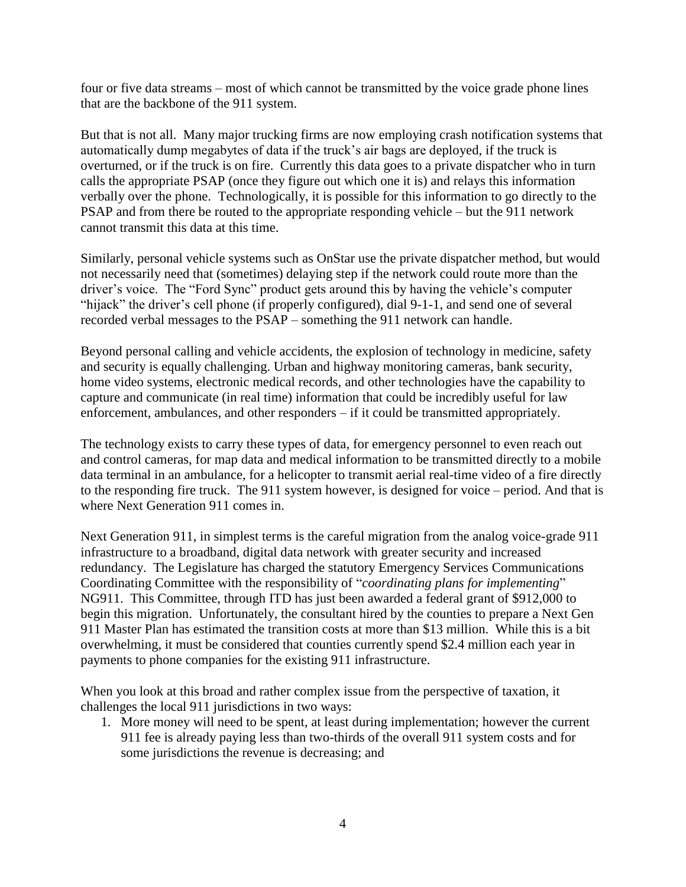four or five data streams – most of which cannot be transmitted by the voice grade phone lines that are the backbone of the 911 system.

But that is not all. Many major trucking firms are now employing crash notification systems that automatically dump megabytes of data if the truck's air bags are deployed, if the truck is overturned, or if the truck is on fire. Currently this data goes to a private dispatcher who in turn calls the appropriate PSAP (once they figure out which one it is) and relays this information verbally over the phone. Technologically, it is possible for this information to go directly to the PSAP and from there be routed to the appropriate responding vehicle – but the 911 network cannot transmit this data at this time.

Similarly, personal vehicle systems such as OnStar use the private dispatcher method, but would not necessarily need that (sometimes) delaying step if the network could route more than the driver's voice. The "Ford Sync" product gets around this by having the vehicle's computer "hijack" the driver's cell phone (if properly configured), dial 9-1-1, and send one of several recorded verbal messages to the PSAP – something the 911 network can handle.

Beyond personal calling and vehicle accidents, the explosion of technology in medicine, safety and security is equally challenging. Urban and highway monitoring cameras, bank security, home video systems, electronic medical records, and other technologies have the capability to capture and communicate (in real time) information that could be incredibly useful for law enforcement, ambulances, and other responders – if it could be transmitted appropriately.

The technology exists to carry these types of data, for emergency personnel to even reach out and control cameras, for map data and medical information to be transmitted directly to a mobile data terminal in an ambulance, for a helicopter to transmit aerial real-time video of a fire directly to the responding fire truck. The 911 system however, is designed for voice – period. And that is where Next Generation 911 comes in.

Next Generation 911, in simplest terms is the careful migration from the analog voice-grade 911 infrastructure to a broadband, digital data network with greater security and increased redundancy. The Legislature has charged the statutory Emergency Services Communications Coordinating Committee with the responsibility of "*coordinating plans for implementing*" NG911. This Committee, through ITD has just been awarded a federal grant of $912,000 to begin this migration. Unfortunately, the consultant hired by the counties to prepare a Next Gen 911 Master Plan has estimated the transition costs at more than $13 million. While this is a bit overwhelming, it must be considered that counties currently spend $2.4 million each year in payments to phone companies for the existing 911 infrastructure.

When you look at this broad and rather complex issue from the perspective of taxation, it challenges the local 911 jurisdictions in two ways:

1. More money will need to be spent, at least during implementation; however the current 911 fee is already paying less than two-thirds of the overall 911 system costs and for some jurisdictions the revenue is decreasing; and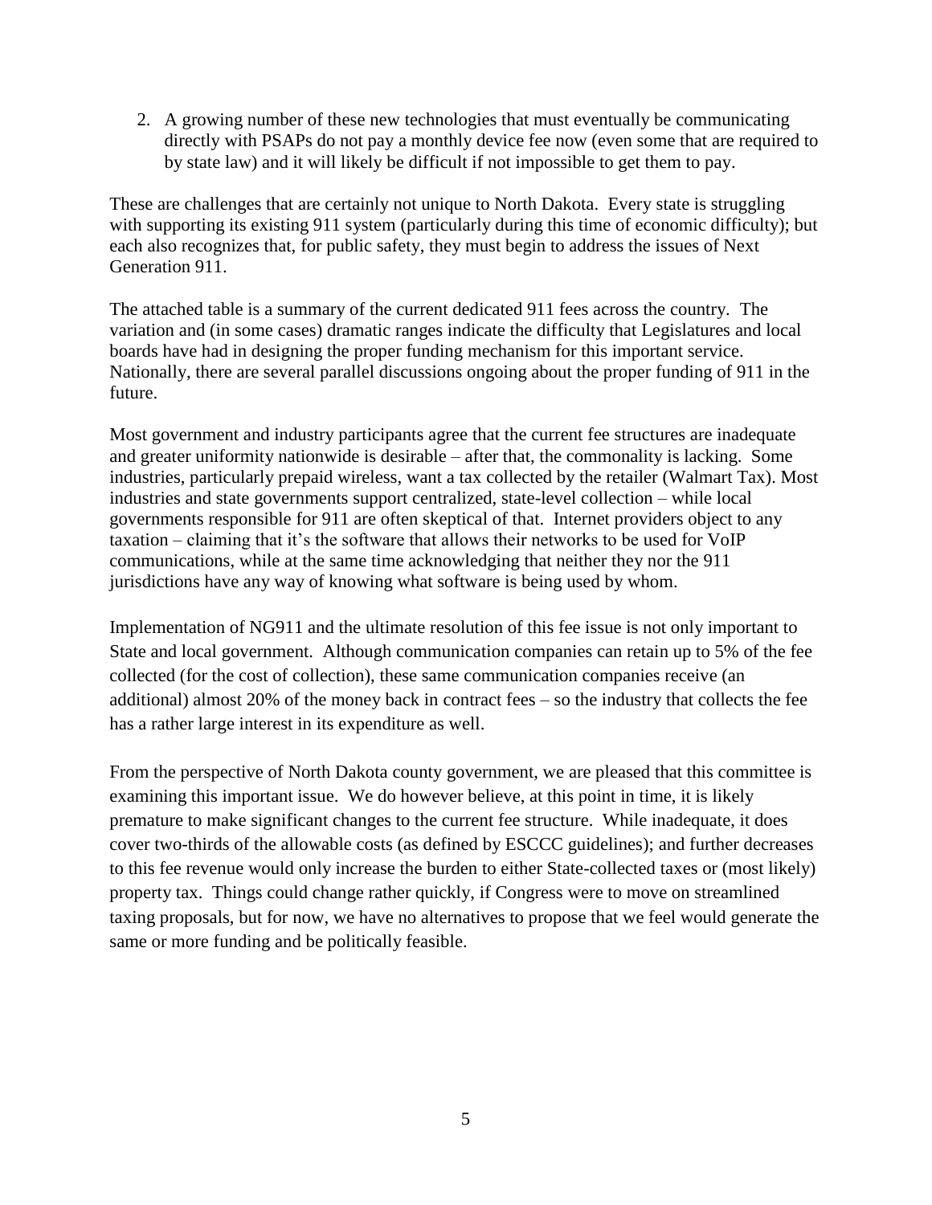2. A growing number of these new technologies that must eventually be communicating directly with PSAPs do not pay a monthly device fee now (even some that are required to by state law) and it will likely be difficult if not impossible to get them to pay.

These are challenges that are certainly not unique to North Dakota. Every state is struggling with supporting its existing 911 system (particularly during this time of economic difficulty); but each also recognizes that, for public safety, they must begin to address the issues of Next Generation 911.

The attached table is a summary of the current dedicated 911 fees across the country. The variation and (in some cases) dramatic ranges indicate the difficulty that Legislatures and local boards have had in designing the proper funding mechanism for this important service. Nationally, there are several parallel discussions ongoing about the proper funding of 911 in the future.

Most government and industry participants agree that the current fee structures are inadequate and greater uniformity nationwide is desirable – after that, the commonality is lacking. Some industries, particularly prepaid wireless, want a tax collected by the retailer (Walmart Tax). Most industries and state governments support centralized, state-level collection – while local governments responsible for 911 are often skeptical of that. Internet providers object to any taxation – claiming that it's the software that allows their networks to be used for VoIP communications, while at the same time acknowledging that neither they nor the 911 jurisdictions have any way of knowing what software is being used by whom.

Implementation of NG911 and the ultimate resolution of this fee issue is not only important to State and local government. Although communication companies can retain up to 5% of the fee collected (for the cost of collection), these same communication companies receive (an additional) almost 20% of the money back in contract fees – so the industry that collects the fee has a rather large interest in its expenditure as well.

From the perspective of North Dakota county government, we are pleased that this committee is examining this important issue. We do however believe, at this point in time, it is likely premature to make significant changes to the current fee structure. While inadequate, it does cover two-thirds of the allowable costs (as defined by ESCCC guidelines); and further decreases to this fee revenue would only increase the burden to either State-collected taxes or (most likely) property tax. Things could change rather quickly, if Congress were to move on streamlined taxing proposals, but for now, we have no alternatives to propose that we feel would generate the same or more funding and be politically feasible.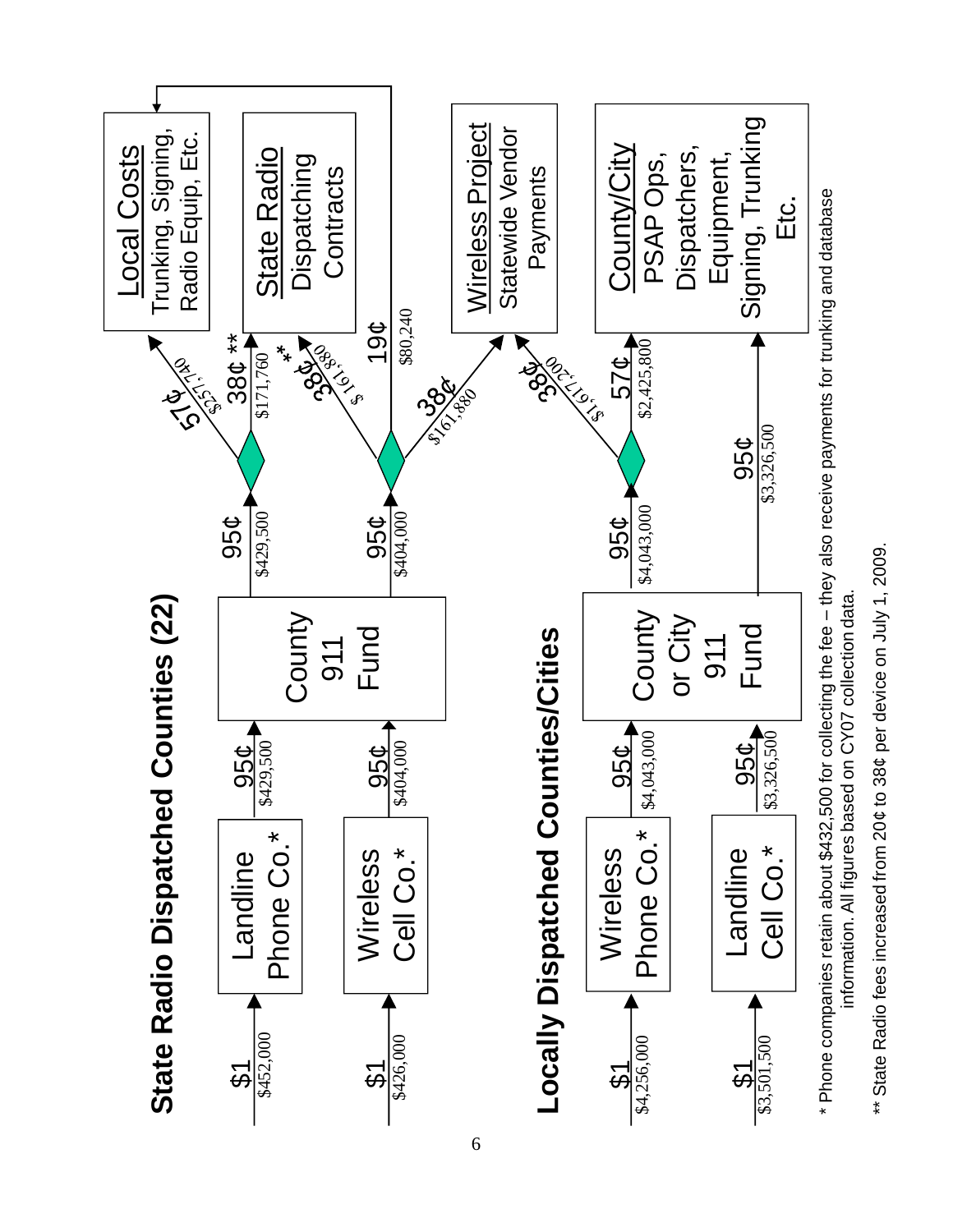## State Radio Dispatched Counties (22)

$1
$452,000

Landline Phone Co.*

95¢
$429,500

$1
$426,000

Wireless Cell Co.*

95¢
$404,000

County 911 Fund

95¢
$429,500

95¢
$404,000

57¢
$257,740

38¢ **
$171,760

38¢ **
$ 161,880

19¢
$80,240

38¢
$161,880

**Local Costs**
Trunking, Signing, Radio Equip, Etc.

**State Radio**
Dispatching Contracts

**Wireless Project**
Statewide Vendor Payments

## Locally Dispatched Counties/Cities

$1
$4,256,000

Wireless Phone Co.*

95¢
$4,043,000

$1
$3,501,500

Landline Cell Co.*

95¢
$3,326,500

County or City 911 Fund

95¢
$4,043,000

38¢
$1,617,200

57¢
$2,425,800

95¢
$3,326,500

**County/City**
PSAP Ops, Dispatchers, Equipment, Signing, Trunking Etc.

\* Phone companies retain about $432,500 for collecting the fee – they also receive payments for trunking and database information. All figures based on CY07 collection data.

\*\* State Radio fees increased from 20¢ to 38¢ per device on July 1, 2009.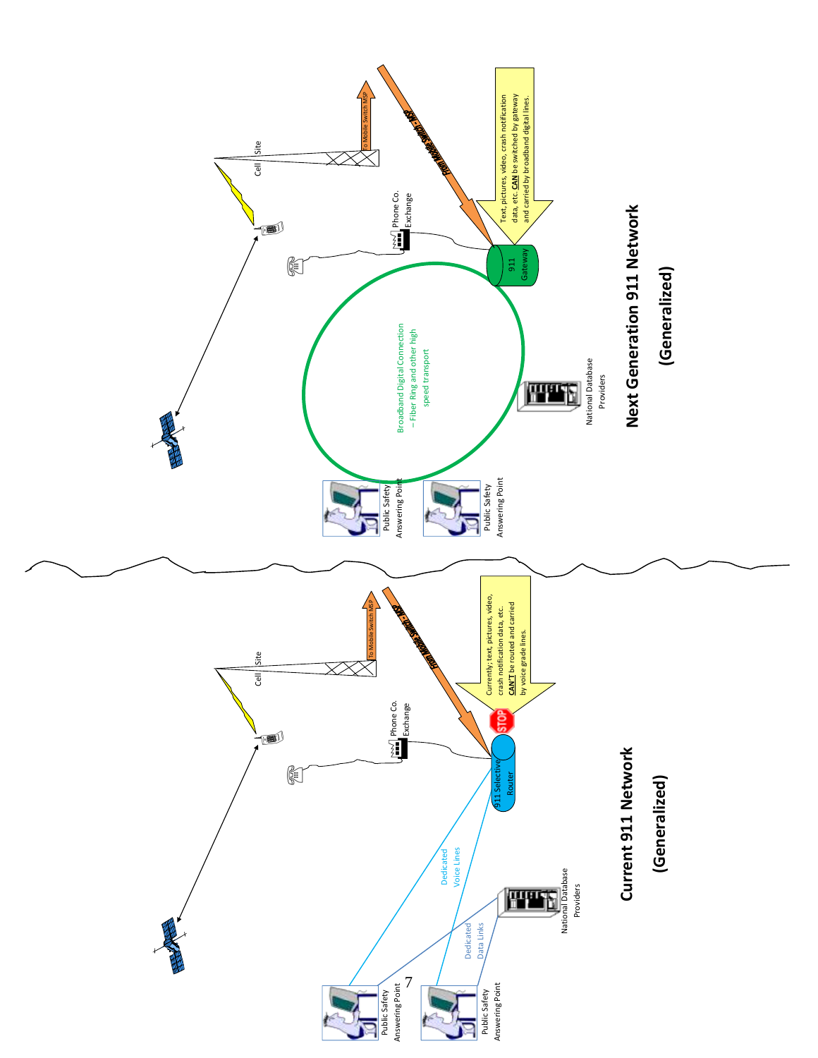## Current 911 Network

**(Generalized)**

Cell Site

To Mobile Switch MSP

From Mobile Switch - MSP

Phone Co. Exchange

911 Selective Router

STOP

Currently; text, pictures, video, crash notification data, etc. **CAN'T** be routed and carried by voice grade lines.

Dedicated Voice Lines

Dedicated Data Links

National Database Providers

Public Safety Answering Point

Public Safety Answering Point

## Next Generation 911 Network

**(Generalized)**

Cell Site

To Mobile Switch MSP

From Mobile Switch - MSP

Phone Co. Exchange

911 Gateway

Text, pictures, video, crash notification data, etc. **CAN** be switched by gateway and carried by broadband digital lines.

Broadband Digital Connection – Fiber Ring and other high speed transport

National Database Providers

Public Safety Answering Point

Public Safety Answering Point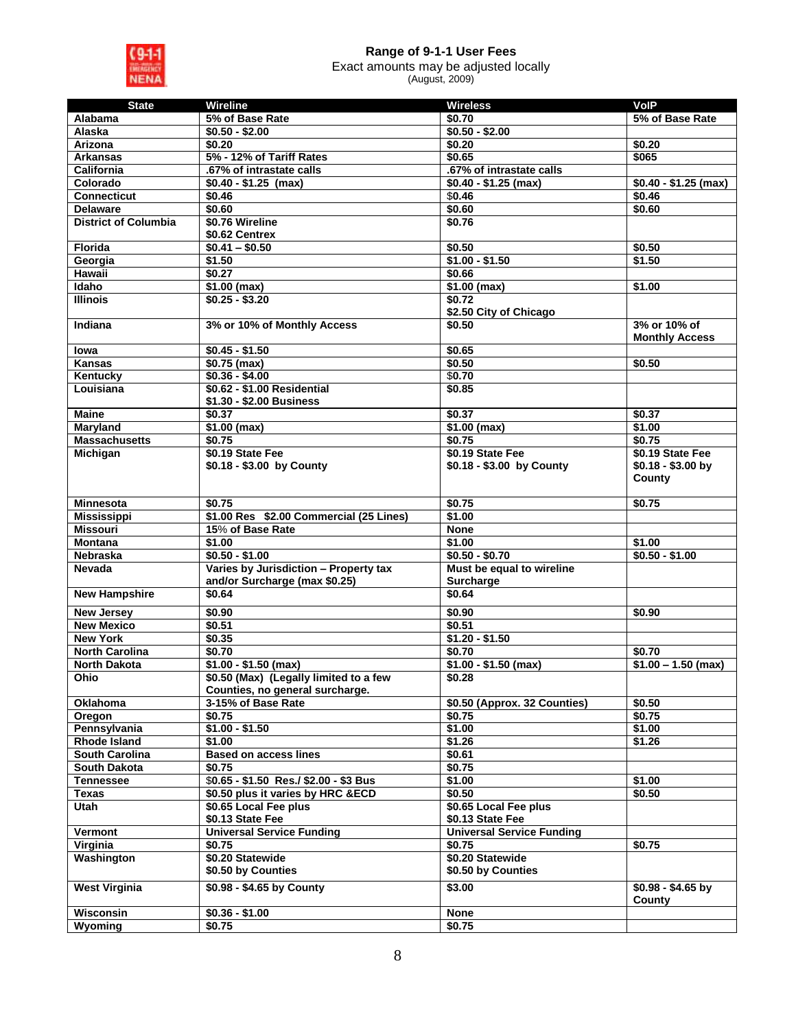# Range of 9-1-1 User Fees

Exact amounts may be adjusted locally

(August, 2009)

| State | Wireline | Wireless | VoIP |
|---|---|---|---|
| Alabama | 5% of Base Rate | $0.70 | 5% of Base Rate |
| Alaska | $0.50 - $2.00 | $0.50 - $2.00 | |
| Arizona | $0.20 | $0.20 | $0.20 |
| Arkansas | 5% - 12% of Tariff Rates | $0.65 | $065 |
| California | .67% of intrastate calls | .67% of intrastate calls | |
| Colorado | $0.40 - $1.25 (max) | $0.40 - $1.25 (max) | $0.40 - $1.25 (max) |
| Connecticut | $0.46 | $0.46 | $0.46 |
| Delaware | $0.60 | $0.60 | $0.60 |
| District of Columbia | $0.76 Wireline<br>$0.62 Centrex | $0.76 | |
| Florida | $0.41 – $0.50 | $0.50 | $0.50 |
| Georgia | $1.50 | $1.00 - $1.50 | $1.50 |
| Hawaii | $0.27 | $0.66 | |
| Idaho | $1.00 (max) | $1.00 (max) | $1.00 |
| Illinois | $0.25 - $3.20 | $0.72<br>$2.50 City of Chicago | |
| Indiana | 3% or 10% of Monthly Access | $0.50 | 3% or 10% of Monthly Access |
| Iowa | $0.45 - $1.50 | $0.65 | |
| Kansas | $0.75 (max) | $0.50 | $0.50 |
| Kentucky | $0.36 - $4.00 | $0.70 | |
| Louisiana | $0.62 - $1.00 Residential<br>$1.30 - $2.00 Business | $0.85 | |
| Maine | $0.37 | $0.37 | $0.37 |
| Maryland | $1.00 (max) | $1.00 (max) | $1.00 |
| Massachusetts | $0.75 | $0.75 | $0.75 |
| Michigan | $0.19 State Fee<br>$0.18 - $3.00 by County | $0.19 State Fee<br>$0.18 - $3.00 by County | $0.19 State Fee<br>$0.18 - $3.00 by County |
| Minnesota | $0.75 | $0.75 | $0.75 |
| Mississippi | $1.00 Res $2.00 Commercial (25 Lines) | $1.00 | |
| Missouri | 15% of Base Rate | None | |
| Montana | $1.00 | $1.00 | $1.00 |
| Nebraska | $0.50 - $1.00 | $0.50 - $0.70 | $0.50 - $1.00 |
| Nevada | Varies by Jurisdiction – Property tax and/or Surcharge (max $0.25) | Must be equal to wireline Surcharge | |
| New Hampshire | $0.64 | $0.64 | |
| New Jersey | $0.90 | $0.90 | $0.90 |
| New Mexico | $0.51 | $0.51 | |
| New York | $0.35 | $1.20 - $1.50 | |
| North Carolina | $0.70 | $0.70 | $0.70 |
| North Dakota | $1.00 - $1.50 (max) | $1.00 - $1.50 (max) | $1.00 – 1.50 (max) |
| Ohio | $0.50 (Max) (Legally limited to a few Counties, no general surcharge. | $0.28 | |
| Oklahoma | 3-15% of Base Rate | $0.50 (Approx. 32 Counties) | $0.50 |
| Oregon | $0.75 | $0.75 | $0.75 |
| Pennsylvania | $1.00 - $1.50 | $1.00 | $1.00 |
| Rhode Island | $1.00 | $1.26 | $1.26 |
| South Carolina | Based on access lines | $0.61 | |
| South Dakota | $0.75 | $0.75 | |
| Tennessee | $0.65 - $1.50 Res./ $2.00 - $3 Bus | $1.00 | $1.00 |
| Texas | $0.50 plus it varies by HRC &ECD | $0.50 | $0.50 |
| Utah | $0.65 Local Fee plus<br>$0.13 State Fee | $0.65 Local Fee plus<br>$0.13 State Fee | |
| Vermont | Universal Service Funding | Universal Service Funding | |
| Virginia | $0.75 | $0.75 | $0.75 |
| Washington | $0.20 Statewide<br>$0.50 by Counties | $0.20 Statewide<br>$0.50 by Counties | |
| West Virginia | $0.98 - $4.65 by County | $3.00 | $0.98 - $4.65 by County |
| Wisconsin | $0.36 - $1.00 | None | |
| Wyoming | $0.75 | $0.75 | |